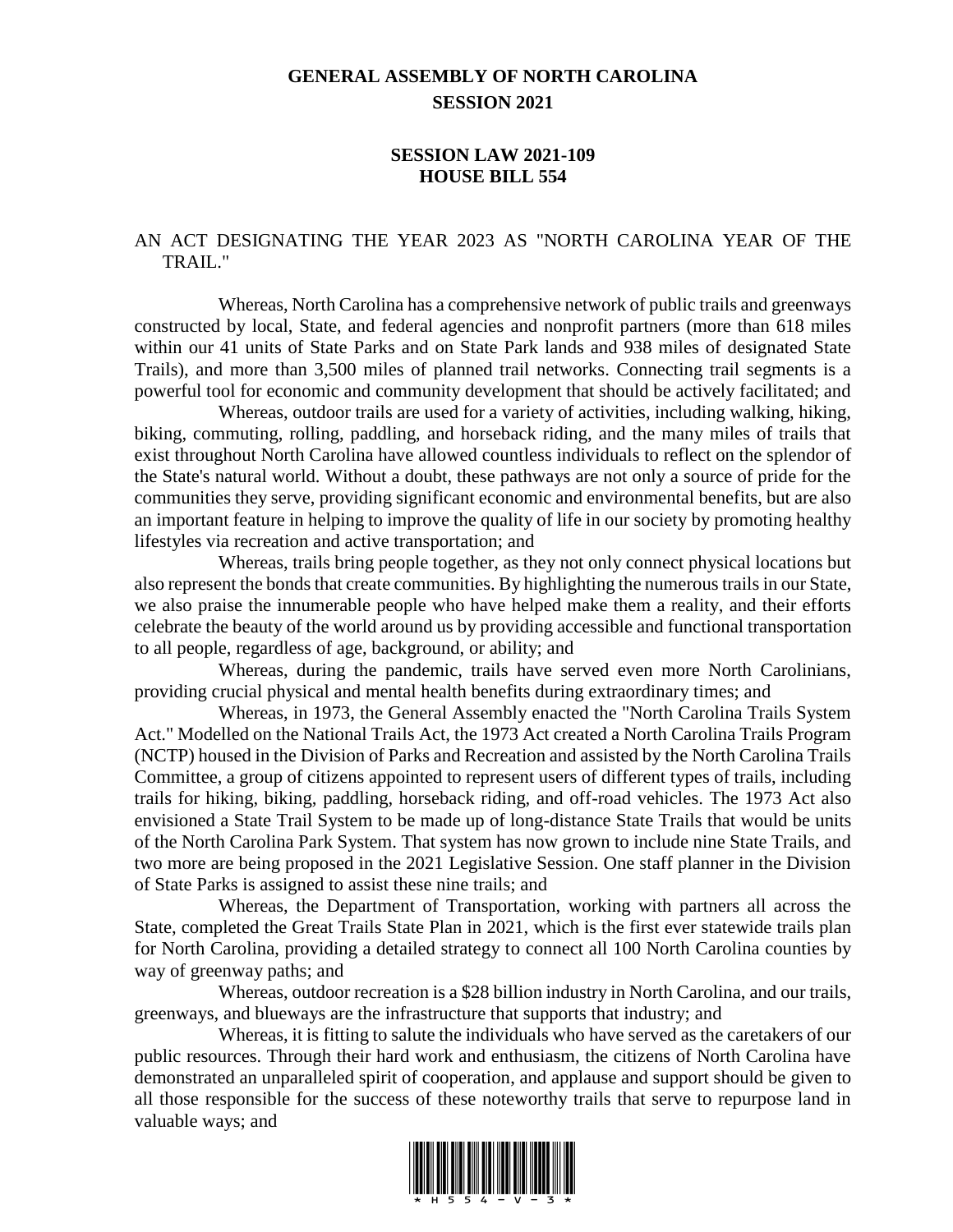# GENERAL ASSEMBLY OF NORTH CAROLINA
## SESSION 2021

## SESSION LAW 2021-109
## HOUSE BILL 554

AN ACT DESIGNATING THE YEAR 2023 AS "NORTH CAROLINA YEAR OF THE TRAIL."

Whereas, North Carolina has a comprehensive network of public trails and greenways constructed by local, State, and federal agencies and nonprofit partners (more than 618 miles within our 41 units of State Parks and on State Park lands and 938 miles of designated State Trails), and more than 3,500 miles of planned trail networks. Connecting trail segments is a powerful tool for economic and community development that should be actively facilitated; and

Whereas, outdoor trails are used for a variety of activities, including walking, hiking, biking, commuting, rolling, paddling, and horseback riding, and the many miles of trails that exist throughout North Carolina have allowed countless individuals to reflect on the splendor of the State's natural world. Without a doubt, these pathways are not only a source of pride for the communities they serve, providing significant economic and environmental benefits, but are also an important feature in helping to improve the quality of life in our society by promoting healthy lifestyles via recreation and active transportation; and

Whereas, trails bring people together, as they not only connect physical locations but also represent the bonds that create communities. By highlighting the numerous trails in our State, we also praise the innumerable people who have helped make them a reality, and their efforts celebrate the beauty of the world around us by providing accessible and functional transportation to all people, regardless of age, background, or ability; and

Whereas, during the pandemic, trails have served even more North Carolinians, providing crucial physical and mental health benefits during extraordinary times; and

Whereas, in 1973, the General Assembly enacted the "North Carolina Trails System Act." Modelled on the National Trails Act, the 1973 Act created a North Carolina Trails Program (NCTP) housed in the Division of Parks and Recreation and assisted by the North Carolina Trails Committee, a group of citizens appointed to represent users of different types of trails, including trails for hiking, biking, paddling, horseback riding, and off-road vehicles. The 1973 Act also envisioned a State Trail System to be made up of long-distance State Trails that would be units of the North Carolina Park System. That system has now grown to include nine State Trails, and two more are being proposed in the 2021 Legislative Session. One staff planner in the Division of State Parks is assigned to assist these nine trails; and

Whereas, the Department of Transportation, working with partners all across the State, completed the Great Trails State Plan in 2021, which is the first ever statewide trails plan for North Carolina, providing a detailed strategy to connect all 100 North Carolina counties by way of greenway paths; and

Whereas, outdoor recreation is a $28 billion industry in North Carolina, and our trails, greenways, and blueways are the infrastructure that supports that industry; and

Whereas, it is fitting to salute the individuals who have served as the caretakers of our public resources. Through their hard work and enthusiasm, the citizens of North Carolina have demonstrated an unparalleled spirit of cooperation, and applause and support should be given to all those responsible for the success of these noteworthy trails that serve to repurpose land in valuable ways; and

\* H 5 5 4 – V – 3 \*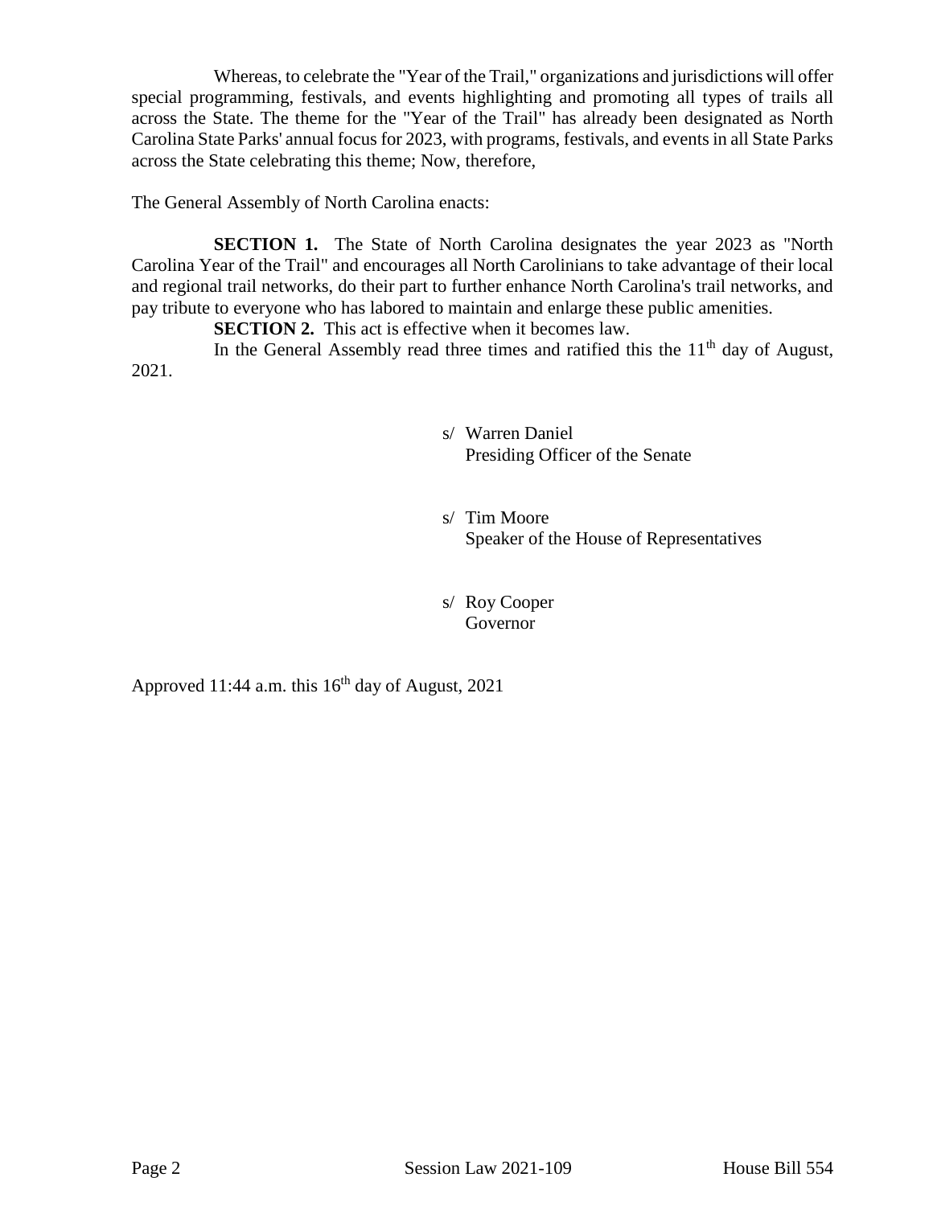Whereas, to celebrate the "Year of the Trail," organizations and jurisdictions will offer special programming, festivals, and events highlighting and promoting all types of trails all across the State. The theme for the "Year of the Trail" has already been designated as North Carolina State Parks' annual focus for 2023, with programs, festivals, and events in all State Parks across the State celebrating this theme; Now, therefore,

The General Assembly of North Carolina enacts:

**SECTION 1.** The State of North Carolina designates the year 2023 as "North Carolina Year of the Trail" and encourages all North Carolinians to take advantage of their local and regional trail networks, do their part to further enhance North Carolina's trail networks, and pay tribute to everyone who has labored to maintain and enlarge these public amenities.

**SECTION 2.** This act is effective when it becomes law.

In the General Assembly read three times and ratified this the 11th day of August, 2021.

s/ Warren Daniel
Presiding Officer of the Senate

s/ Tim Moore
Speaker of the House of Representatives

s/ Roy Cooper
Governor

Approved 11:44 a.m. this 16th day of August, 2021